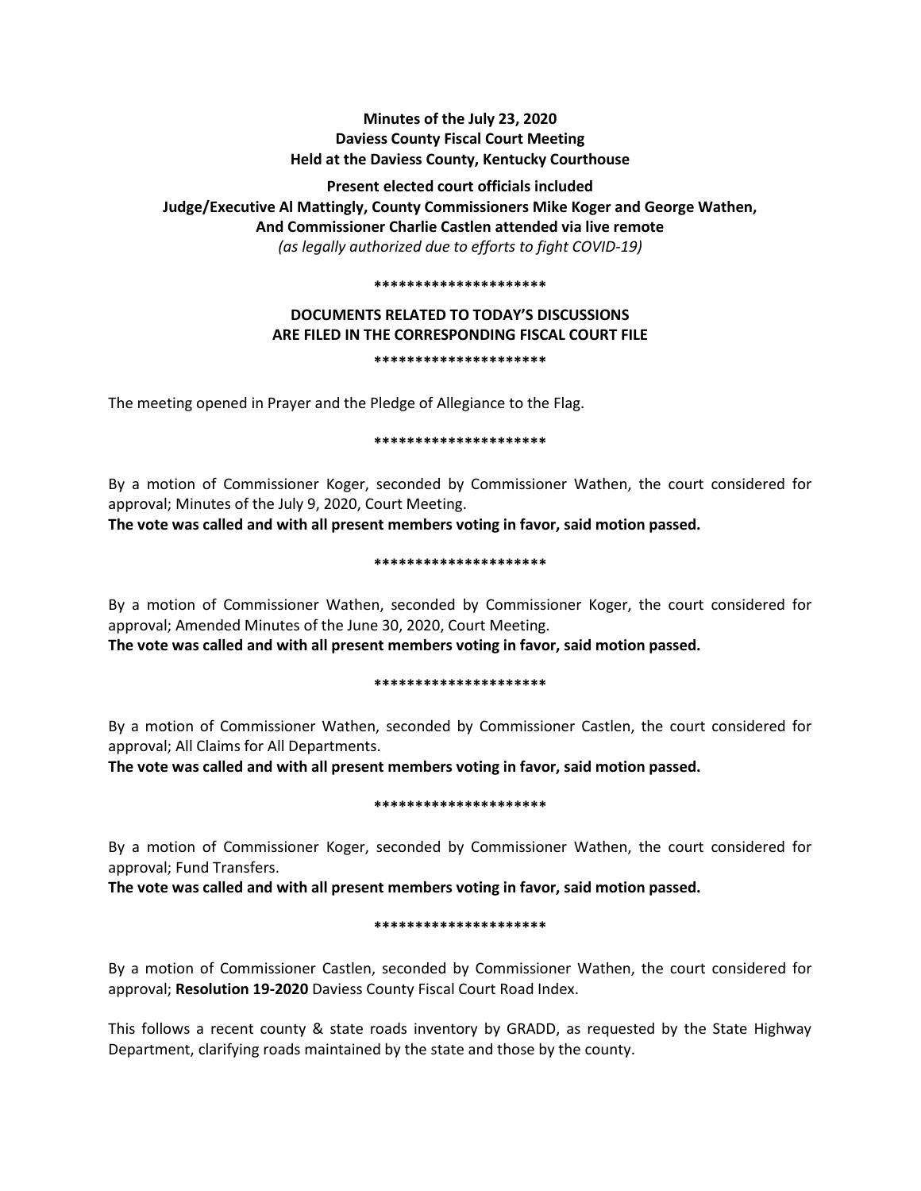**Minutes of the July 23, 2020**
**Daviess County Fiscal Court Meeting**
**Held at the Daviess County, Kentucky Courthouse**

**Present elected court officials included**
**Judge/Executive Al Mattingly, County Commissioners Mike Koger and George Wathen,**
**And Commissioner Charlie Castlen attended via live remote**
*(as legally authorized due to efforts to fight COVID-19)*

*********************

**DOCUMENTS RELATED TO TODAY'S DISCUSSIONS ARE FILED IN THE CORRESPONDING FISCAL COURT FILE**

*********************

The meeting opened in Prayer and the Pledge of Allegiance to the Flag.

*********************

By a motion of Commissioner Koger, seconded by Commissioner Wathen, the court considered for approval; Minutes of the July 9, 2020, Court Meeting.
**The vote was called and with all present members voting in favor, said motion passed.**

*********************

By a motion of Commissioner Wathen, seconded by Commissioner Koger, the court considered for approval; Amended Minutes of the June 30, 2020, Court Meeting.
**The vote was called and with all present members voting in favor, said motion passed.**

*********************

By a motion of Commissioner Wathen, seconded by Commissioner Castlen, the court considered for approval; All Claims for All Departments.
**The vote was called and with all present members voting in favor, said motion passed.**

*********************

By a motion of Commissioner Koger, seconded by Commissioner Wathen, the court considered for approval; Fund Transfers.
**The vote was called and with all present members voting in favor, said motion passed.**

*********************

By a motion of Commissioner Castlen, seconded by Commissioner Wathen, the court considered for approval; **Resolution 19-2020** Daviess County Fiscal Court Road Index.

This follows a recent county & state roads inventory by GRADD, as requested by the State Highway Department, clarifying roads maintained by the state and those by the county.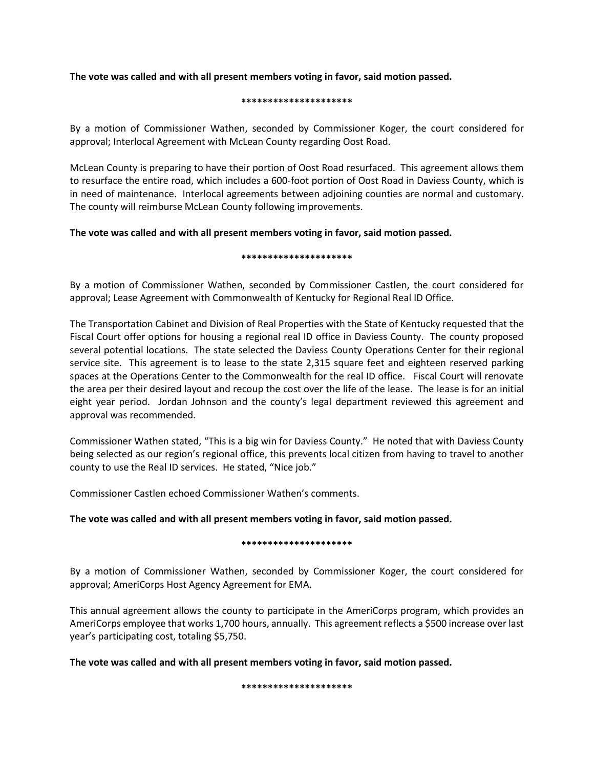**The vote was called and with all present members voting in favor, said motion passed.**

**********************

By a motion of Commissioner Wathen, seconded by Commissioner Koger, the court considered for approval; Interlocal Agreement with McLean County regarding Oost Road.

McLean County is preparing to have their portion of Oost Road resurfaced. This agreement allows them to resurface the entire road, which includes a 600-foot portion of Oost Road in Daviess County, which is in need of maintenance. Interlocal agreements between adjoining counties are normal and customary. The county will reimburse McLean County following improvements.

**The vote was called and with all present members voting in favor, said motion passed.**

**********************

By a motion of Commissioner Wathen, seconded by Commissioner Castlen, the court considered for approval; Lease Agreement with Commonwealth of Kentucky for Regional Real ID Office.

The Transportation Cabinet and Division of Real Properties with the State of Kentucky requested that the Fiscal Court offer options for housing a regional real ID office in Daviess County. The county proposed several potential locations. The state selected the Daviess County Operations Center for their regional service site. This agreement is to lease to the state 2,315 square feet and eighteen reserved parking spaces at the Operations Center to the Commonwealth for the real ID office. Fiscal Court will renovate the area per their desired layout and recoup the cost over the life of the lease. The lease is for an initial eight year period. Jordan Johnson and the county's legal department reviewed this agreement and approval was recommended.

Commissioner Wathen stated, "This is a big win for Daviess County." He noted that with Daviess County being selected as our region's regional office, this prevents local citizen from having to travel to another county to use the Real ID services. He stated, "Nice job."

Commissioner Castlen echoed Commissioner Wathen's comments.

**The vote was called and with all present members voting in favor, said motion passed.**

**********************

By a motion of Commissioner Wathen, seconded by Commissioner Koger, the court considered for approval; AmeriCorps Host Agency Agreement for EMA.

This annual agreement allows the county to participate in the AmeriCorps program, which provides an AmeriCorps employee that works 1,700 hours, annually. This agreement reflects a $500 increase over last year's participating cost, totaling $5,750.

**The vote was called and with all present members voting in favor, said motion passed.**

**********************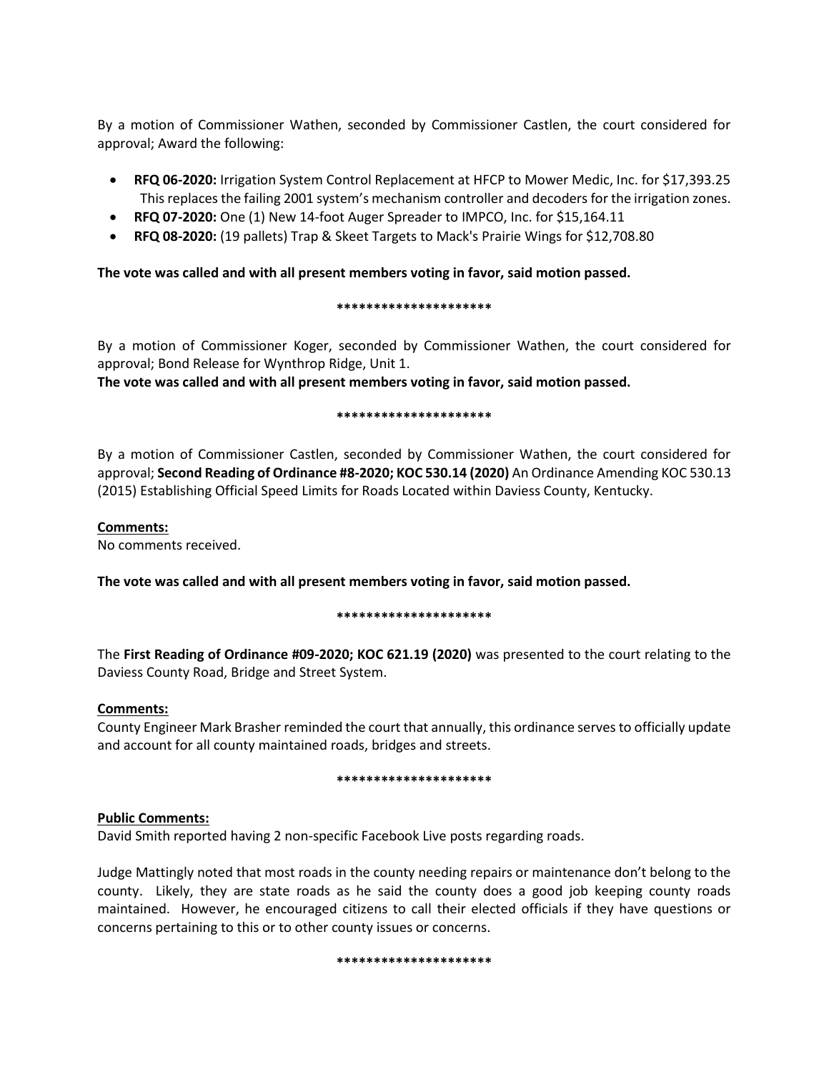By a motion of Commissioner Wathen, seconded by Commissioner Castlen, the court considered for approval; Award the following:

- **RFQ 06-2020:** Irrigation System Control Replacement at HFCP to Mower Medic, Inc. for $17,393.25 This replaces the failing 2001 system's mechanism controller and decoders for the irrigation zones.
- **RFQ 07-2020:** One (1) New 14-foot Auger Spreader to IMPCO, Inc. for $15,164.11
- **RFQ 08-2020:** (19 pallets) Trap & Skeet Targets to Mack's Prairie Wings for $12,708.80

**The vote was called and with all present members voting in favor, said motion passed.**

**********************

By a motion of Commissioner Koger, seconded by Commissioner Wathen, the court considered for approval; Bond Release for Wynthrop Ridge, Unit 1.

**The vote was called and with all present members voting in favor, said motion passed.**

**********************

By a motion of Commissioner Castlen, seconded by Commissioner Wathen, the court considered for approval; **Second Reading of Ordinance #8-2020; KOC 530.14 (2020)** An Ordinance Amending KOC 530.13 (2015) Establishing Official Speed Limits for Roads Located within Daviess County, Kentucky.

**<u>Comments:</u>**
No comments received.

**The vote was called and with all present members voting in favor, said motion passed.**

**********************

The **First Reading of Ordinance #09-2020; KOC 621.19 (2020)** was presented to the court relating to the Daviess County Road, Bridge and Street System.

**<u>Comments:</u>**
County Engineer Mark Brasher reminded the court that annually, this ordinance serves to officially update and account for all county maintained roads, bridges and streets.

**********************

**<u>Public Comments:</u>**
David Smith reported having 2 non-specific Facebook Live posts regarding roads.

Judge Mattingly noted that most roads in the county needing repairs or maintenance don't belong to the county. Likely, they are state roads as he said the county does a good job keeping county roads maintained. However, he encouraged citizens to call their elected officials if they have questions or concerns pertaining to this or to other county issues or concerns.

**********************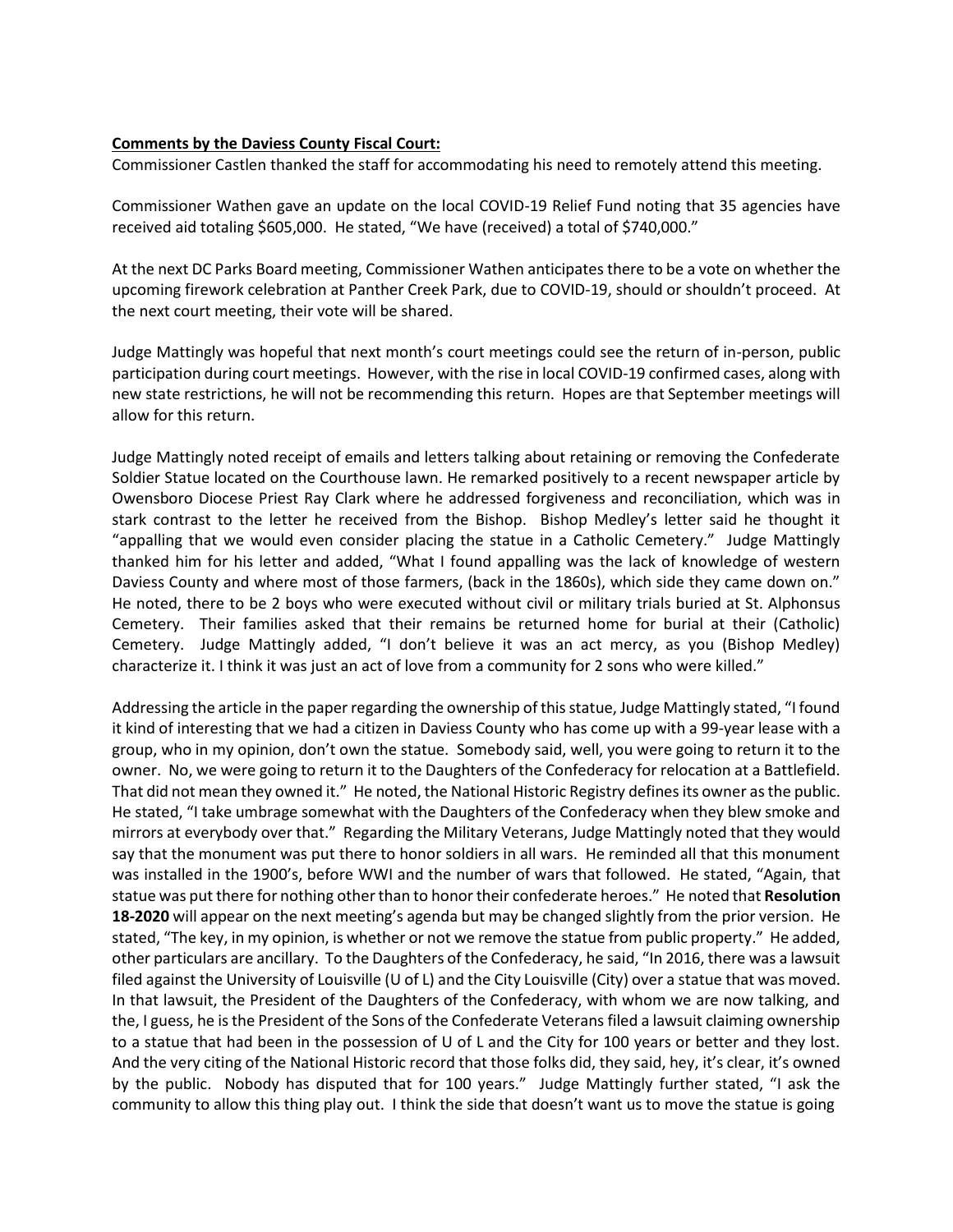**Comments by the Daviess County Fiscal Court:**

Commissioner Castlen thanked the staff for accommodating his need to remotely attend this meeting.

Commissioner Wathen gave an update on the local COVID-19 Relief Fund noting that 35 agencies have received aid totaling $605,000. He stated, "We have (received) a total of $740,000."

At the next DC Parks Board meeting, Commissioner Wathen anticipates there to be a vote on whether the upcoming firework celebration at Panther Creek Park, due to COVID-19, should or shouldn't proceed. At the next court meeting, their vote will be shared.

Judge Mattingly was hopeful that next month's court meetings could see the return of in-person, public participation during court meetings. However, with the rise in local COVID-19 confirmed cases, along with new state restrictions, he will not be recommending this return. Hopes are that September meetings will allow for this return.

Judge Mattingly noted receipt of emails and letters talking about retaining or removing the Confederate Soldier Statue located on the Courthouse lawn. He remarked positively to a recent newspaper article by Owensboro Diocese Priest Ray Clark where he addressed forgiveness and reconciliation, which was in stark contrast to the letter he received from the Bishop. Bishop Medley's letter said he thought it "appalling that we would even consider placing the statue in a Catholic Cemetery." Judge Mattingly thanked him for his letter and added, "What I found appalling was the lack of knowledge of western Daviess County and where most of those farmers, (back in the 1860s), which side they came down on." He noted, there to be 2 boys who were executed without civil or military trials buried at St. Alphonsus Cemetery. Their families asked that their remains be returned home for burial at their (Catholic) Cemetery. Judge Mattingly added, "I don't believe it was an act mercy, as you (Bishop Medley) characterize it. I think it was just an act of love from a community for 2 sons who were killed."

Addressing the article in the paper regarding the ownership of this statue, Judge Mattingly stated, "I found it kind of interesting that we had a citizen in Daviess County who has come up with a 99-year lease with a group, who in my opinion, don't own the statue. Somebody said, well, you were going to return it to the owner. No, we were going to return it to the Daughters of the Confederacy for relocation at a Battlefield. That did not mean they owned it." He noted, the National Historic Registry defines its owner as the public. He stated, "I take umbrage somewhat with the Daughters of the Confederacy when they blew smoke and mirrors at everybody over that." Regarding the Military Veterans, Judge Mattingly noted that they would say that the monument was put there to honor soldiers in all wars. He reminded all that this monument was installed in the 1900's, before WWI and the number of wars that followed. He stated, "Again, that statue was put there for nothing other than to honor their confederate heroes." He noted that **Resolution 18-2020** will appear on the next meeting's agenda but may be changed slightly from the prior version. He stated, "The key, in my opinion, is whether or not we remove the statue from public property." He added, other particulars are ancillary. To the Daughters of the Confederacy, he said, "In 2016, there was a lawsuit filed against the University of Louisville (U of L) and the City Louisville (City) over a statue that was moved. In that lawsuit, the President of the Daughters of the Confederacy, with whom we are now talking, and the, I guess, he is the President of the Sons of the Confederate Veterans filed a lawsuit claiming ownership to a statue that had been in the possession of U of L and the City for 100 years or better and they lost. And the very citing of the National Historic record that those folks did, they said, hey, it's clear, it's owned by the public. Nobody has disputed that for 100 years." Judge Mattingly further stated, "I ask the community to allow this thing play out. I think the side that doesn't want us to move the statue is going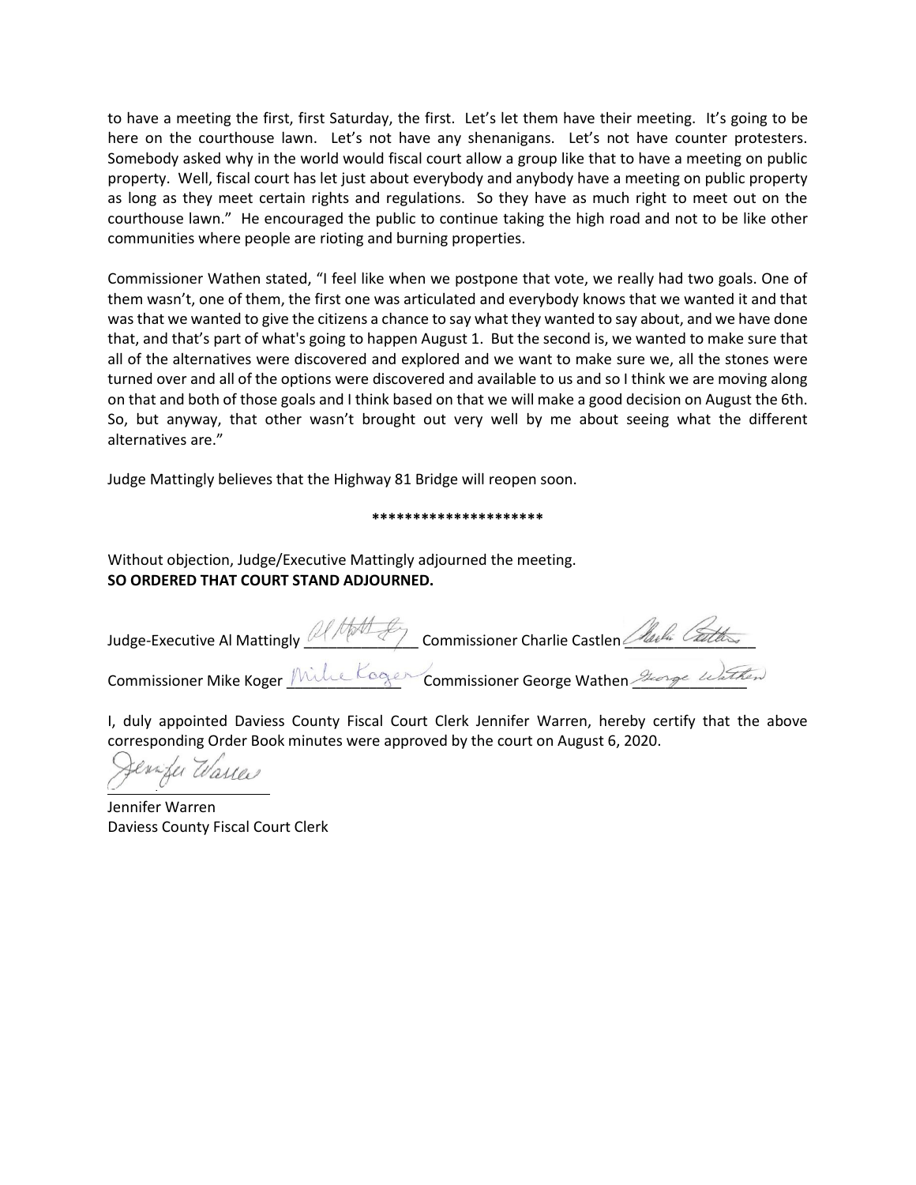to have a meeting the first, first Saturday, the first. Let's let them have their meeting. It's going to be here on the courthouse lawn. Let's not have any shenanigans. Let's not have counter protesters. Somebody asked why in the world would fiscal court allow a group like that to have a meeting on public property. Well, fiscal court has let just about everybody and anybody have a meeting on public property as long as they meet certain rights and regulations. So they have as much right to meet out on the courthouse lawn." He encouraged the public to continue taking the high road and not to be like other communities where people are rioting and burning properties.

Commissioner Wathen stated, "I feel like when we postpone that vote, we really had two goals. One of them wasn't, one of them, the first one was articulated and everybody knows that we wanted it and that was that we wanted to give the citizens a chance to say what they wanted to say about, and we have done that, and that's part of what's going to happen August 1. But the second is, we wanted to make sure that all of the alternatives were discovered and explored and we want to make sure we, all the stones were turned over and all of the options were discovered and available to us and so I think we are moving along on that and both of those goals and I think based on that we will make a good decision on August the 6th. So, but anyway, that other wasn't brought out very well by me about seeing what the different alternatives are."

Judge Mattingly believes that the Highway 81 Bridge will reopen soon.

*********************

Without objection, Judge/Executive Mattingly adjourned the meeting.
**SO ORDERED THAT COURT STAND ADJOURNED.**

Judge-Executive Al Mattingly ______________ Commissioner Charlie Castlen ______________

Commissioner Mike Koger ______________ Commissioner George Wathen ______________

I, duly appointed Daviess County Fiscal Court Clerk Jennifer Warren, hereby certify that the above corresponding Order Book minutes were approved by the court on August 6, 2020.

______________________
Jennifer Warren
Daviess County Fiscal Court Clerk